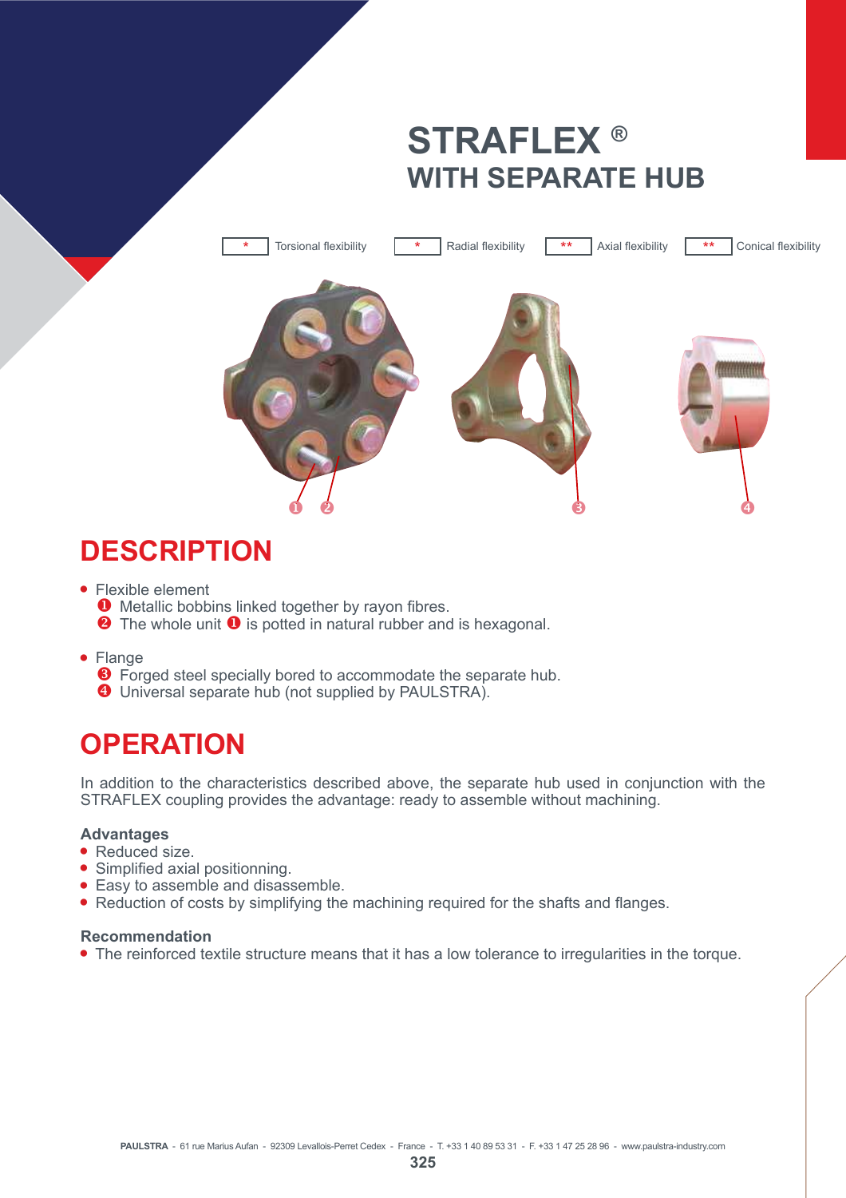# STRAFLEX ®
## WITH SEPARATE HUB

| * | Torsional flexibility | * | Radial flexibility | ** | Axial flexibility | ** | Conical flexibility |
|---|---|---|---|---|---|---|---|

## DESCRIPTION

- Flexible element
  ❶ Metallic bobbins linked together by rayon fibres.
  ❷ The whole unit ❶ is potted in natural rubber and is hexagonal.

- Flange
  ❸ Forged steel specially bored to accommodate the separate hub.
  ❹ Universal separate hub (not supplied by PAULSTRA).

## OPERATION

In addition to the characteristics described above, the separate hub used in conjunction with the STRAFLEX coupling provides the advantage: ready to assemble without machining.

**Advantages**
- Reduced size.
- Simplified axial positionning.
- Easy to assemble and disassemble.
- Reduction of costs by simplifying the machining required for the shafts and flanges.

**Recommendation**
- The reinforced textile structure means that it has a low tolerance to irregularities in the torque.

PAULSTRA - 61 rue Marius Aufan - 92309 Levallois-Perret Cedex - France - T. +33 1 40 89 53 31 - F. +33 1 47 25 28 96 - www.paulstra-industry.com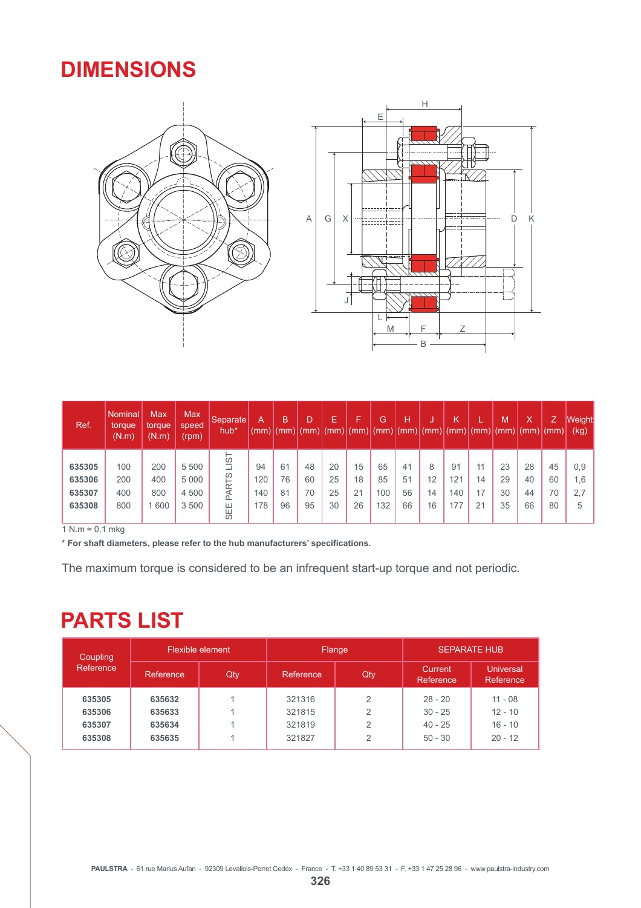# DIMENSIONS

| Ref. | Nominal torque (N.m) | Max torque (N.m) | Max speed (rpm) | Separate hub* | A (mm) | B (mm) | D (mm) | E (mm) | F (mm) | G (mm) | H (mm) | J (mm) | K (mm) | L (mm) | M (mm) | X (mm) | Z (mm) | Weight (kg) |
|---|---|---|---|---|---|---|---|---|---|---|---|---|---|---|---|---|---|---|
| **635305** | 100 | 200 | 5 500 | SEE PARTS LIST | 94 | 61 | 48 | 20 | 15 | 65 | 41 | 8 | 91 | 11 | 23 | 28 | 45 | 0,9 |
| **635306** | 200 | 400 | 5 000 | | 120 | 76 | 60 | 25 | 18 | 85 | 51 | 12 | 121 | 14 | 29 | 40 | 60 | 1,6 |
| **635307** | 400 | 800 | 4 500 | | 140 | 81 | 70 | 25 | 21 | 100 | 56 | 14 | 140 | 17 | 30 | 44 | 70 | 2,7 |
| **635308** | 800 | 1 600 | 3 500 | | 178 | 96 | 95 | 30 | 26 | 132 | 66 | 16 | 177 | 21 | 35 | 66 | 80 | 5 |

1 N.m ≈ 0,1 mkg

**\* For shaft diameters, please refer to the hub manufacturers' specifications.**

The maximum torque is considered to be an infrequent start-up torque and not periodic.

# PARTS LIST

| Coupling Reference | Flexible element | | Flange | | SEPARATE HUB | |
|---|---|---|---|---|---|---|
| | Reference | Qty | Reference | Qty | Current Reference | Universal Reference |
| **635305** | **635632** | 1 | 321316 | 2 | 28 - 20 | 11 - 08 |
| **635306** | **635633** | 1 | 321815 | 2 | 30 - 25 | 12 - 10 |
| **635307** | **635634** | 1 | 321819 | 2 | 40 - 25 | 16 - 10 |
| **635308** | **635635** | 1 | 321827 | 2 | 50 - 30 | 20 - 12 |

**PAULSTRA** - 61 rue Marius Aufan - 92309 Levallois-Perret Cedex - France - T. +33 1 40 89 53 31 - F. +33 1 47 25 28 96 - www.paulstra-industry.com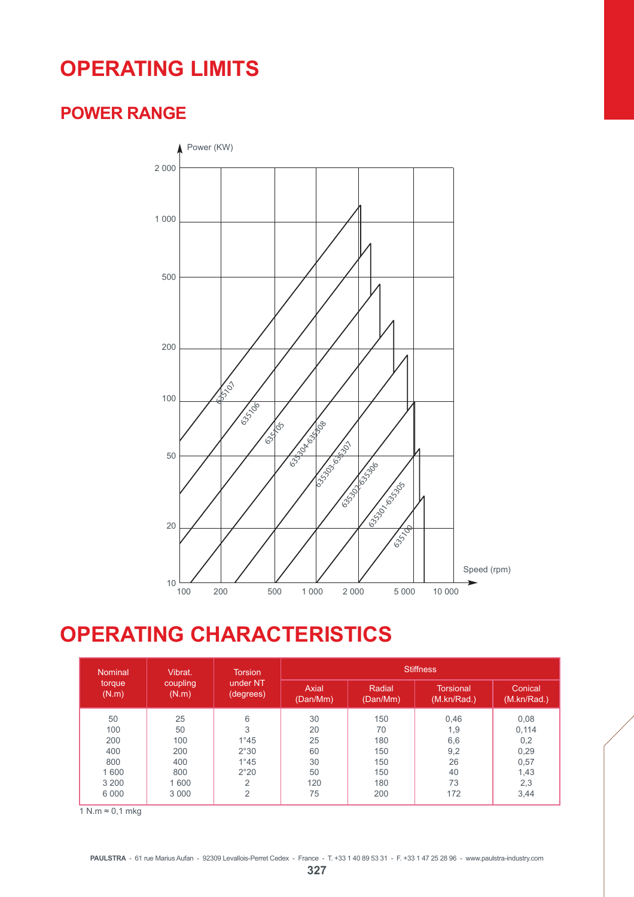# OPERATING LIMITS

## POWER RANGE

Power (KW)

2 000
1 000
500
200
100
50
20
10

Speed (rpm)

100 200 500 1 000 2 000 5 000 10 000

635107
635106
635105
635304-635308
635303-635307
635302-635306
635301-635305
635100

# OPERATING CHARACTERISTICS

| Nominal torque (N.m) | Vibrat. coupling (N.m) | Torsion under NT (degrees) | Stiffness | | | |
|---|---|---|---|---|---|---|
| | | | Axial (Dan/Mm) | Radial (Dan/Mm) | Torsional (M.kn/Rad.) | Conical (M.kn/Rad.) |
| 50 | 25 | 6 | 30 | 150 | 0,46 | 0,08 |
| 100 | 50 | 3 | 20 | 70 | 1,9 | 0,114 |
| 200 | 100 | 1°45 | 25 | 180 | 6,6 | 0,2 |
| 400 | 200 | 2°30 | 60 | 150 | 9,2 | 0,29 |
| 800 | 400 | 1°45 | 30 | 150 | 26 | 0,57 |
| 1 600 | 800 | 2°20 | 50 | 150 | 40 | 1,43 |
| 3 200 | 1 600 | 2 | 120 | 180 | 73 | 2,3 |
| 6 000 | 3 000 | 2 | 75 | 200 | 172 | 3,44 |

1 N.m ≈ 0,1 mkg

**PAULSTRA** - 61 rue Marius Aufan - 92309 Levallois-Perret Cedex - France - T. +33 1 40 89 53 31 - F. +33 1 47 25 28 96 - www.paulstra-industry.com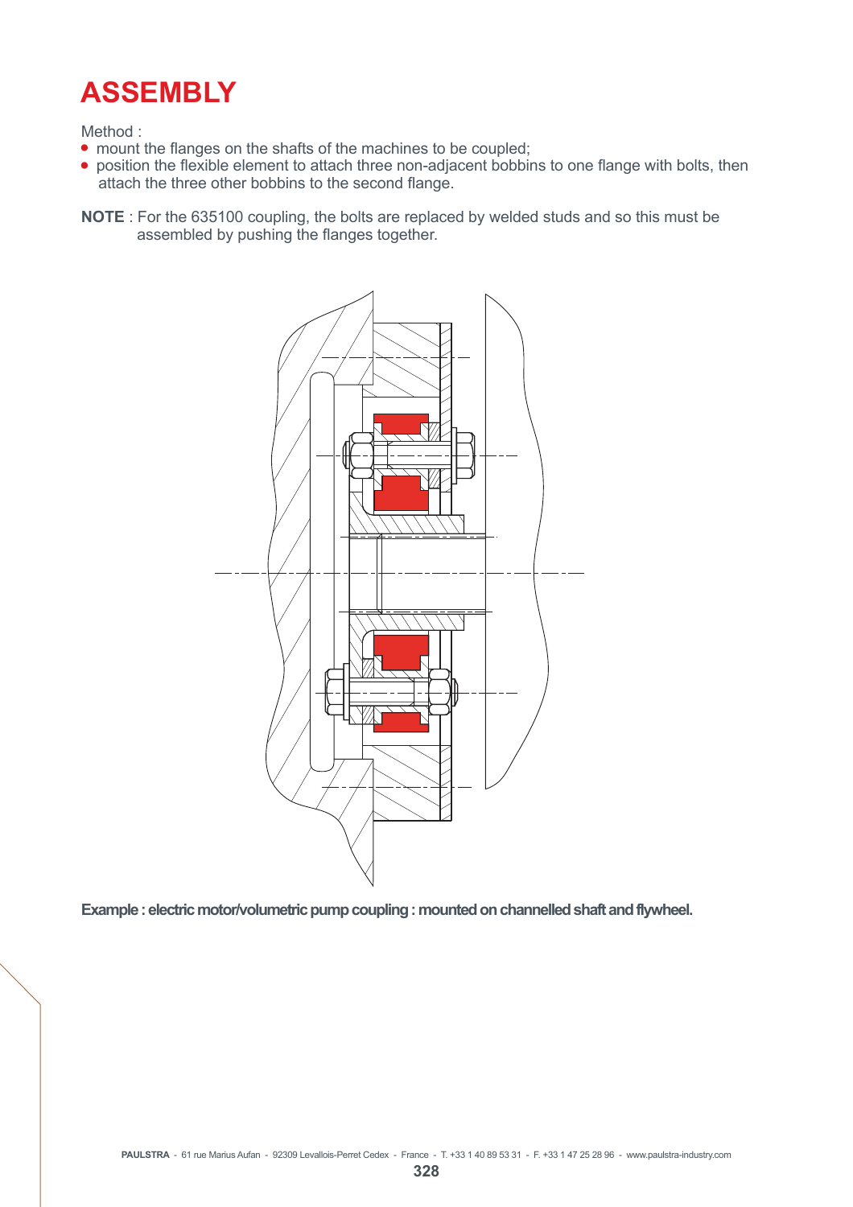# ASSEMBLY

Method :

- mount the flanges on the shafts of the machines to be coupled;
- position the flexible element to attach three non-adjacent bobbins to one flange with bolts, then attach the three other bobbins to the second flange.

**NOTE** : For the 635100 coupling, the bolts are replaced by welded studs and so this must be assembled by pushing the flanges together.

**Example : electric motor/volumetric pump coupling : mounted on channelled shaft and flywheel.**